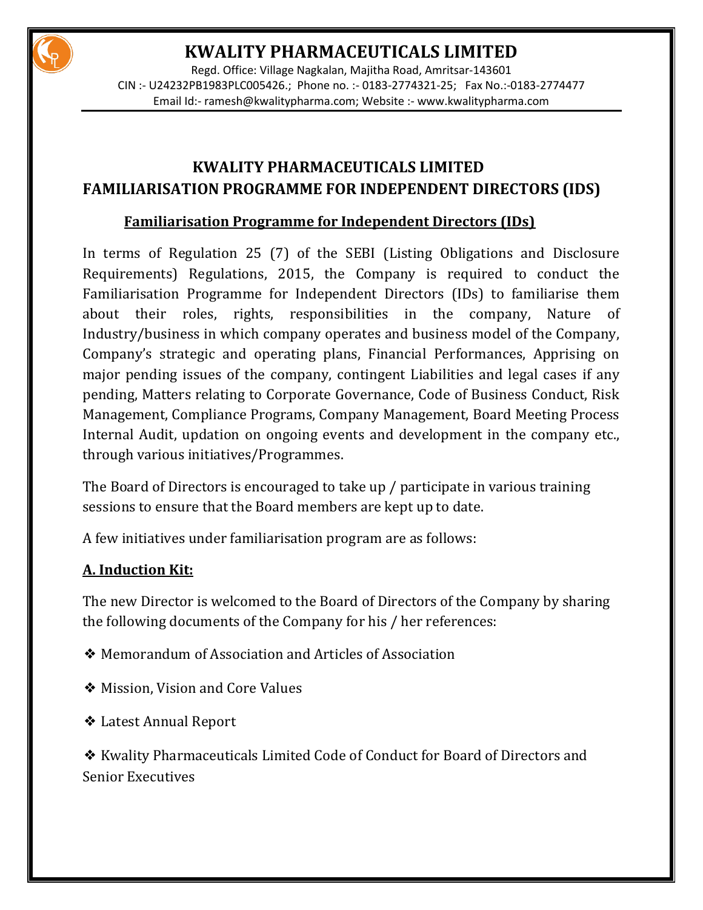# KWALITY PHARMACEUTICALS LIMITED

Regd. Office: Village Nagkalan, Majitha Road, Amritsar-143601
CIN :- U24232PB1983PLC005426.; Phone no. :- 0183-2774321-25; Fax No.:-0183-2774477
Email Id:- ramesh@kwalitypharma.com; Website :- www.kwalitypharma.com

## KWALITY PHARMACEUTICALS LIMITED
## FAMILIARISATION PROGRAMME FOR INDEPENDENT DIRECTORS (IDS)

### Familiarisation Programme for Independent Directors (IDs)

In terms of Regulation 25 (7) of the SEBI (Listing Obligations and Disclosure Requirements) Regulations, 2015, the Company is required to conduct the Familiarisation Programme for Independent Directors (IDs) to familiarise them about their roles, rights, responsibilities in the company, Nature of Industry/business in which company operates and business model of the Company, Company's strategic and operating plans, Financial Performances, Apprising on major pending issues of the company, contingent Liabilities and legal cases if any pending, Matters relating to Corporate Governance, Code of Business Conduct, Risk Management, Compliance Programs, Company Management, Board Meeting Process Internal Audit, updation on ongoing events and development in the company etc., through various initiatives/Programmes.

The Board of Directors is encouraged to take up / participate in various training sessions to ensure that the Board members are kept up to date.

A few initiatives under familiarisation program are as follows:

**A. Induction Kit:**

The new Director is welcomed to the Board of Directors of the Company by sharing the following documents of the Company for his / her references:

❖ Memorandum of Association and Articles of Association

❖ Mission, Vision and Core Values

❖ Latest Annual Report

❖ Kwality Pharmaceuticals Limited Code of Conduct for Board of Directors and Senior Executives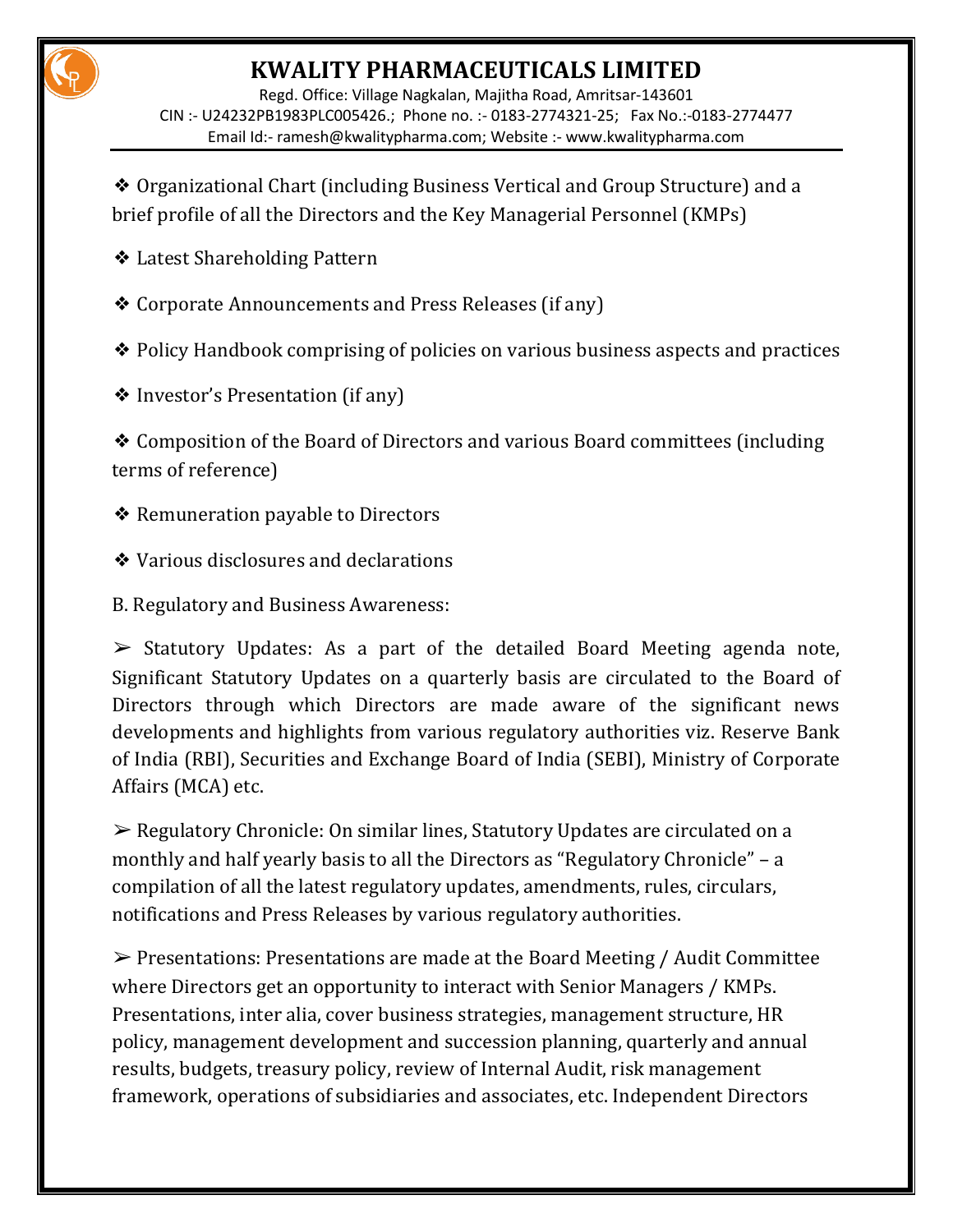❖ Organizational Chart (including Business Vertical and Group Structure) and a brief profile of all the Directors and the Key Managerial Personnel (KMPs)

❖ Latest Shareholding Pattern

❖ Corporate Announcements and Press Releases (if any)

❖ Policy Handbook comprising of policies on various business aspects and practices

❖ Investor's Presentation (if any)

❖ Composition of the Board of Directors and various Board committees (including terms of reference)

❖ Remuneration payable to Directors

❖ Various disclosures and declarations

B. Regulatory and Business Awareness:

➢ Statutory Updates: As a part of the detailed Board Meeting agenda note, Significant Statutory Updates on a quarterly basis are circulated to the Board of Directors through which Directors are made aware of the significant news developments and highlights from various regulatory authorities viz. Reserve Bank of India (RBI), Securities and Exchange Board of India (SEBI), Ministry of Corporate Affairs (MCA) etc.

➢ Regulatory Chronicle: On similar lines, Statutory Updates are circulated on a monthly and half yearly basis to all the Directors as "Regulatory Chronicle" – a compilation of all the latest regulatory updates, amendments, rules, circulars, notifications and Press Releases by various regulatory authorities.

➢ Presentations: Presentations are made at the Board Meeting / Audit Committee where Directors get an opportunity to interact with Senior Managers / KMPs. Presentations, inter alia, cover business strategies, management structure, HR policy, management development and succession planning, quarterly and annual results, budgets, treasury policy, review of Internal Audit, risk management framework, operations of subsidiaries and associates, etc. Independent Directors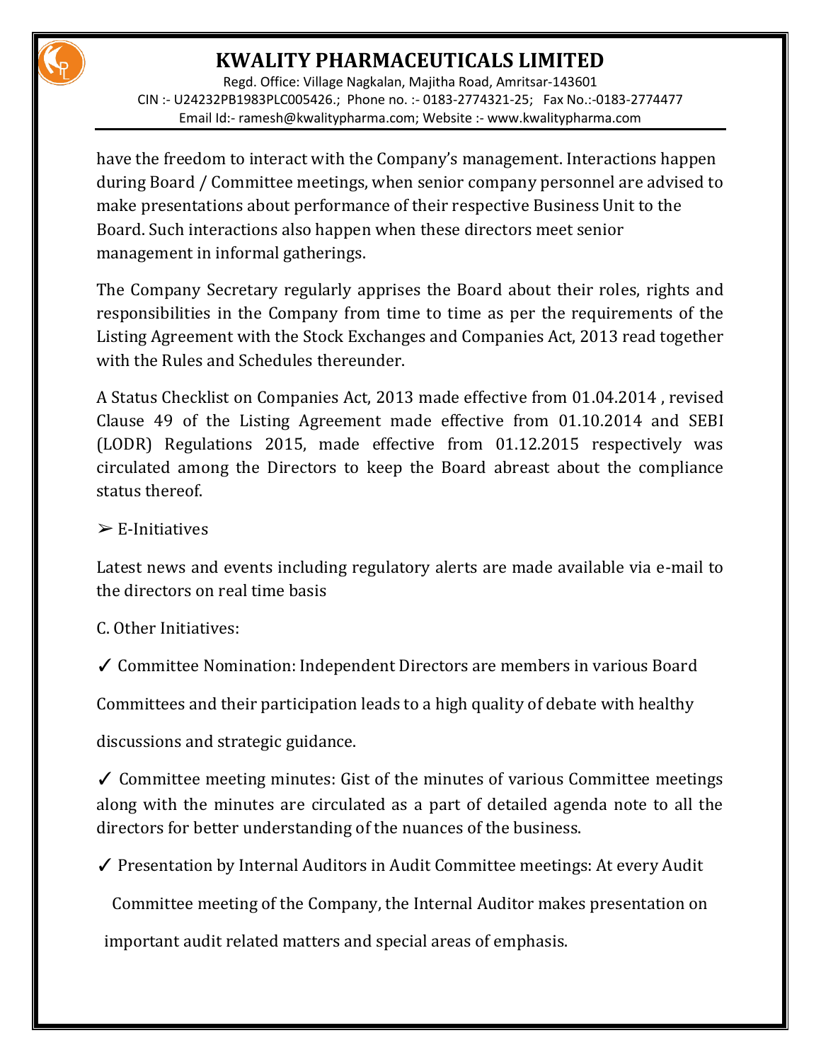have the freedom to interact with the Company's management. Interactions happen during Board / Committee meetings, when senior company personnel are advised to make presentations about performance of their respective Business Unit to the Board. Such interactions also happen when these directors meet senior management in informal gatherings.

The Company Secretary regularly apprises the Board about their roles, rights and responsibilities in the Company from time to time as per the requirements of the Listing Agreement with the Stock Exchanges and Companies Act, 2013 read together with the Rules and Schedules thereunder.

A Status Checklist on Companies Act, 2013 made effective from 01.04.2014 , revised Clause 49 of the Listing Agreement made effective from 01.10.2014 and SEBI (LODR) Regulations 2015, made effective from 01.12.2015 respectively was circulated among the Directors to keep the Board abreast about the compliance status thereof.

➢ E-Initiatives

Latest news and events including regulatory alerts are made available via e-mail to the directors on real time basis

C. Other Initiatives:

✓ Committee Nomination: Independent Directors are members in various Board Committees and their participation leads to a high quality of debate with healthy discussions and strategic guidance.

✓ Committee meeting minutes: Gist of the minutes of various Committee meetings along with the minutes are circulated as a part of detailed agenda note to all the directors for better understanding of the nuances of the business.

✓ Presentation by Internal Auditors in Audit Committee meetings: At every Audit Committee meeting of the Company, the Internal Auditor makes presentation on important audit related matters and special areas of emphasis.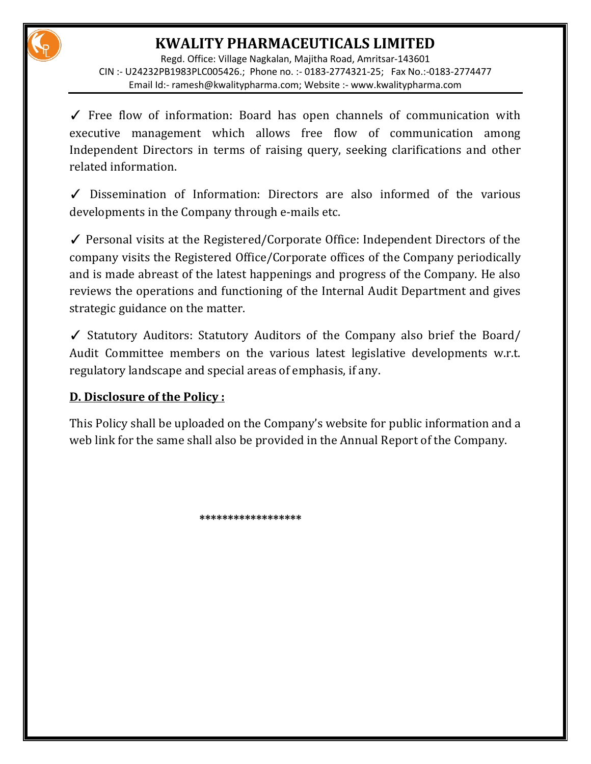✓ Free flow of information: Board has open channels of communication with executive management which allows free flow of communication among Independent Directors in terms of raising query, seeking clarifications and other related information.

✓ Dissemination of Information: Directors are also informed of the various developments in the Company through e-mails etc.

✓ Personal visits at the Registered/Corporate Office: Independent Directors of the company visits the Registered Office/Corporate offices of the Company periodically and is made abreast of the latest happenings and progress of the Company. He also reviews the operations and functioning of the Internal Audit Department and gives strategic guidance on the matter.

✓ Statutory Auditors: Statutory Auditors of the Company also brief the Board/ Audit Committee members on the various latest legislative developments w.r.t. regulatory landscape and special areas of emphasis, if any.

**D. Disclosure of the Policy :**

This Policy shall be uploaded on the Company's website for public information and a web link for the same shall also be provided in the Annual Report of the Company.

******************